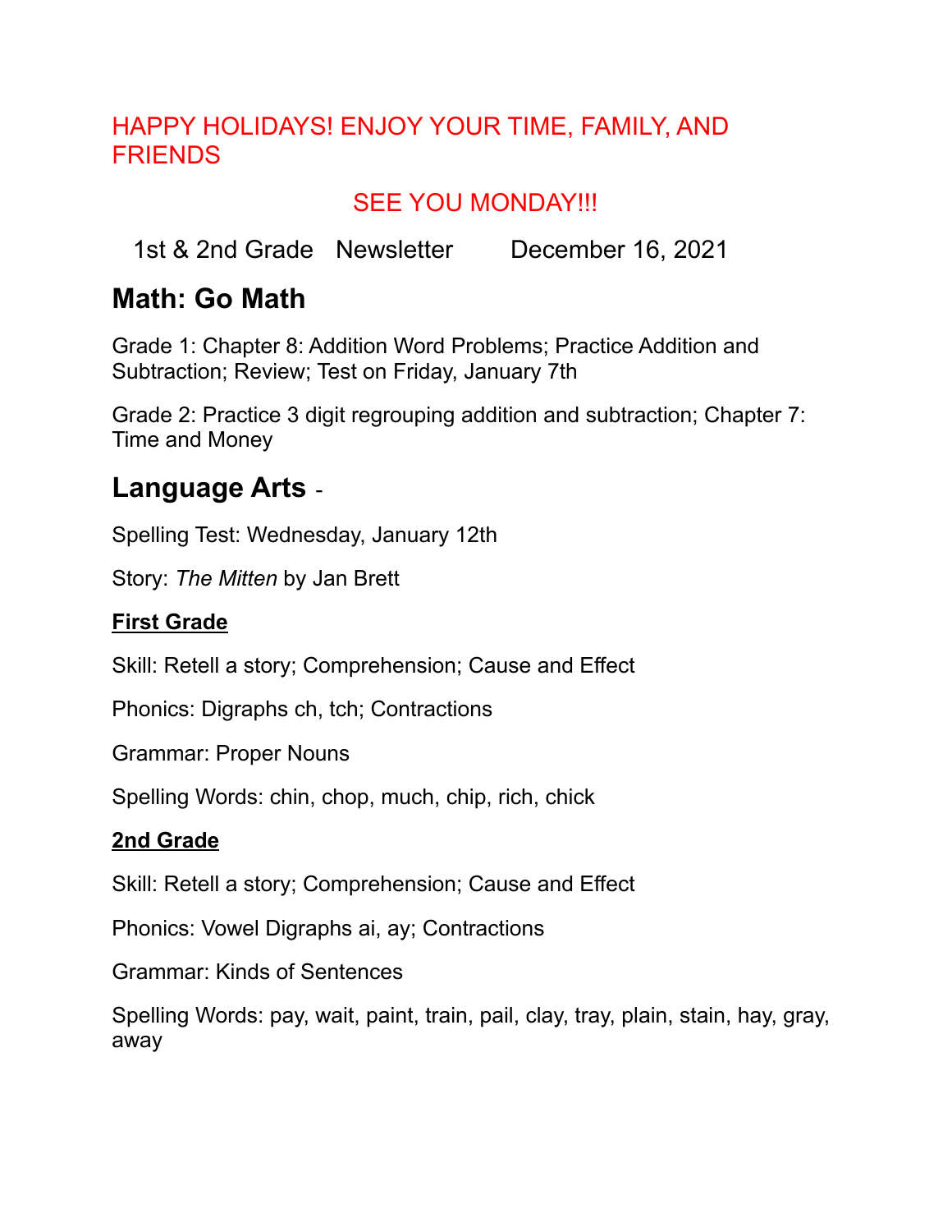HAPPY HOLIDAYS! ENJOY YOUR TIME, FAMILY, AND FRIENDS

SEE YOU MONDAY!!!

1st & 2nd Grade Newsletter December 16, 2021

## Math: Go Math

Grade 1: Chapter 8: Addition Word Problems; Practice Addition and Subtraction; Review; Test on Friday, January 7th

Grade 2: Practice 3 digit regrouping addition and subtraction; Chapter 7: Time and Money

## Language Arts -

Spelling Test: Wednesday, January 12th

Story: *The Mitten* by Jan Brett

### First Grade

Skill: Retell a story; Comprehension; Cause and Effect

Phonics: Digraphs ch, tch; Contractions

Grammar: Proper Nouns

Spelling Words: chin, chop, much, chip, rich, chick

### 2nd Grade

Skill: Retell a story; Comprehension; Cause and Effect

Phonics: Vowel Digraphs ai, ay; Contractions

Grammar: Kinds of Sentences

Spelling Words: pay, wait, paint, train, pail, clay, tray, plain, stain, hay, gray, away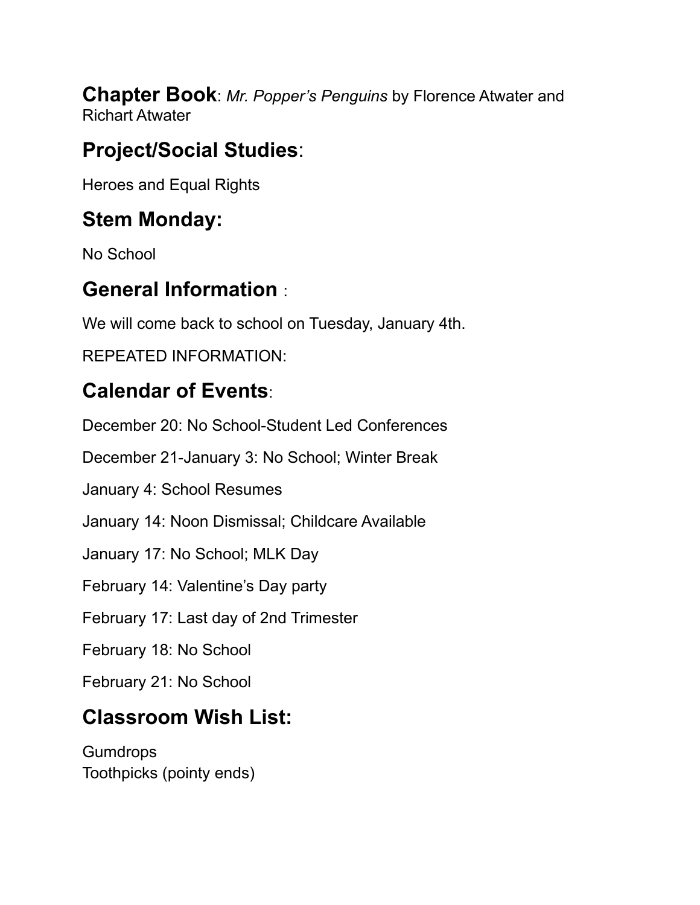**Chapter Book**: *Mr. Popper's Penguins* by Florence Atwater and Richart Atwater

## **Project/Social Studies**:

Heroes and Equal Rights

## **Stem Monday:**

No School

## **General Information** :

We will come back to school on Tuesday, January 4th.

REPEATED INFORMATION:

## **Calendar of Events**:

December 20: No School-Student Led Conferences

December 21-January 3: No School; Winter Break

January 4: School Resumes

January 14: Noon Dismissal; Childcare Available

January 17: No School; MLK Day

February 14: Valentine's Day party

February 17: Last day of 2nd Trimester

February 18: No School

February 21: No School

## **Classroom Wish List:**

Gumdrops
Toothpicks (pointy ends)